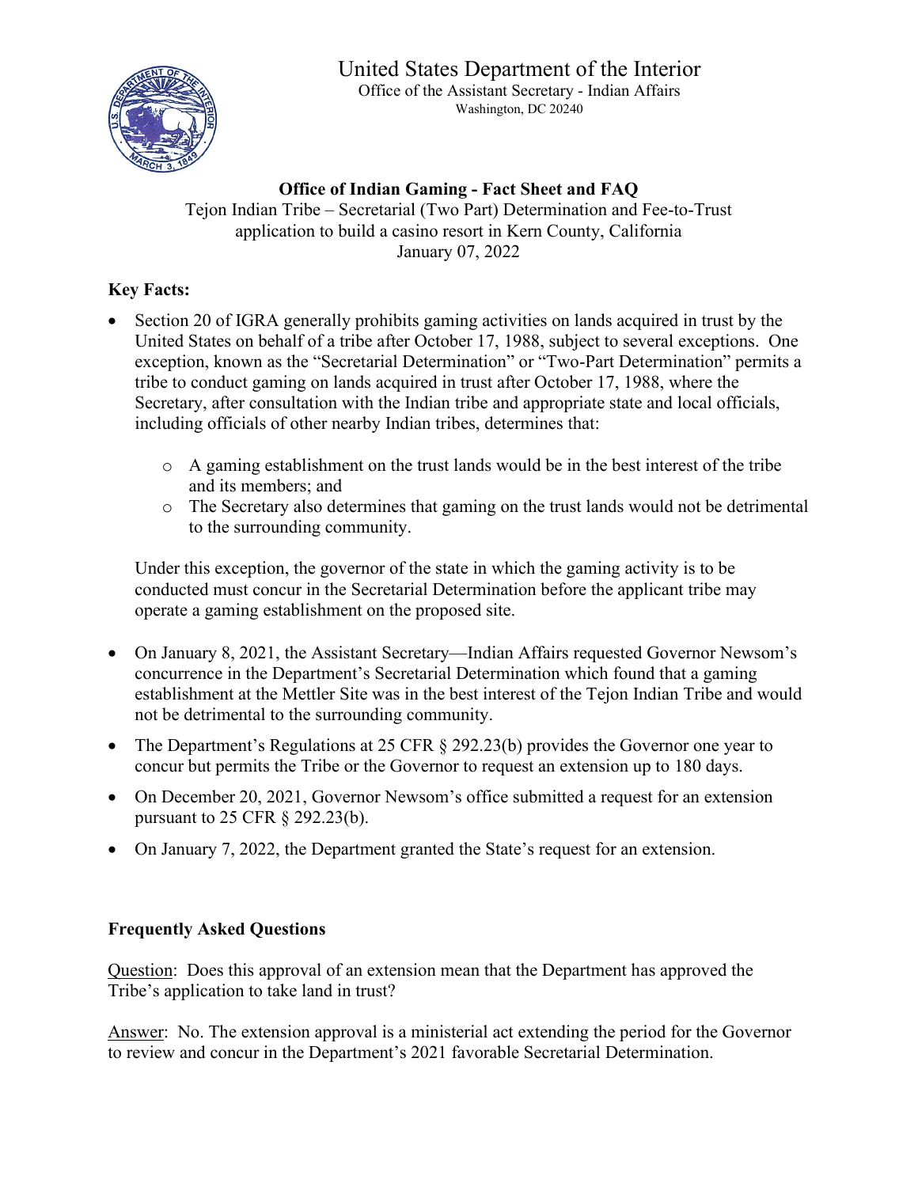# United States Department of the Interior

Office of the Assistant Secretary - Indian Affairs
Washington, DC 20240

## Office of Indian Gaming - Fact Sheet and FAQ

Tejon Indian Tribe – Secretarial (Two Part) Determination and Fee-to-Trust application to build a casino resort in Kern County, California
January 07, 2022

### Key Facts:

- Section 20 of IGRA generally prohibits gaming activities on lands acquired in trust by the United States on behalf of a tribe after October 17, 1988, subject to several exceptions. One exception, known as the "Secretarial Determination" or "Two-Part Determination" permits a tribe to conduct gaming on lands acquired in trust after October 17, 1988, where the Secretary, after consultation with the Indian tribe and appropriate state and local officials, including officials of other nearby Indian tribes, determines that:

    - A gaming establishment on the trust lands would be in the best interest of the tribe and its members; and
    - The Secretary also determines that gaming on the trust lands would not be detrimental to the surrounding community.

  Under this exception, the governor of the state in which the gaming activity is to be conducted must concur in the Secretarial Determination before the applicant tribe may operate a gaming establishment on the proposed site.

- On January 8, 2021, the Assistant Secretary—Indian Affairs requested Governor Newsom's concurrence in the Department's Secretarial Determination which found that a gaming establishment at the Mettler Site was in the best interest of the Tejon Indian Tribe and would not be detrimental to the surrounding community.
- The Department's Regulations at 25 CFR § 292.23(b) provides the Governor one year to concur but permits the Tribe or the Governor to request an extension up to 180 days.
- On December 20, 2021, Governor Newsom's office submitted a request for an extension pursuant to 25 CFR § 292.23(b).
- On January 7, 2022, the Department granted the State's request for an extension.

### Frequently Asked Questions

Question: Does this approval of an extension mean that the Department has approved the Tribe's application to take land in trust?

Answer: No. The extension approval is a ministerial act extending the period for the Governor to review and concur in the Department's 2021 favorable Secretarial Determination.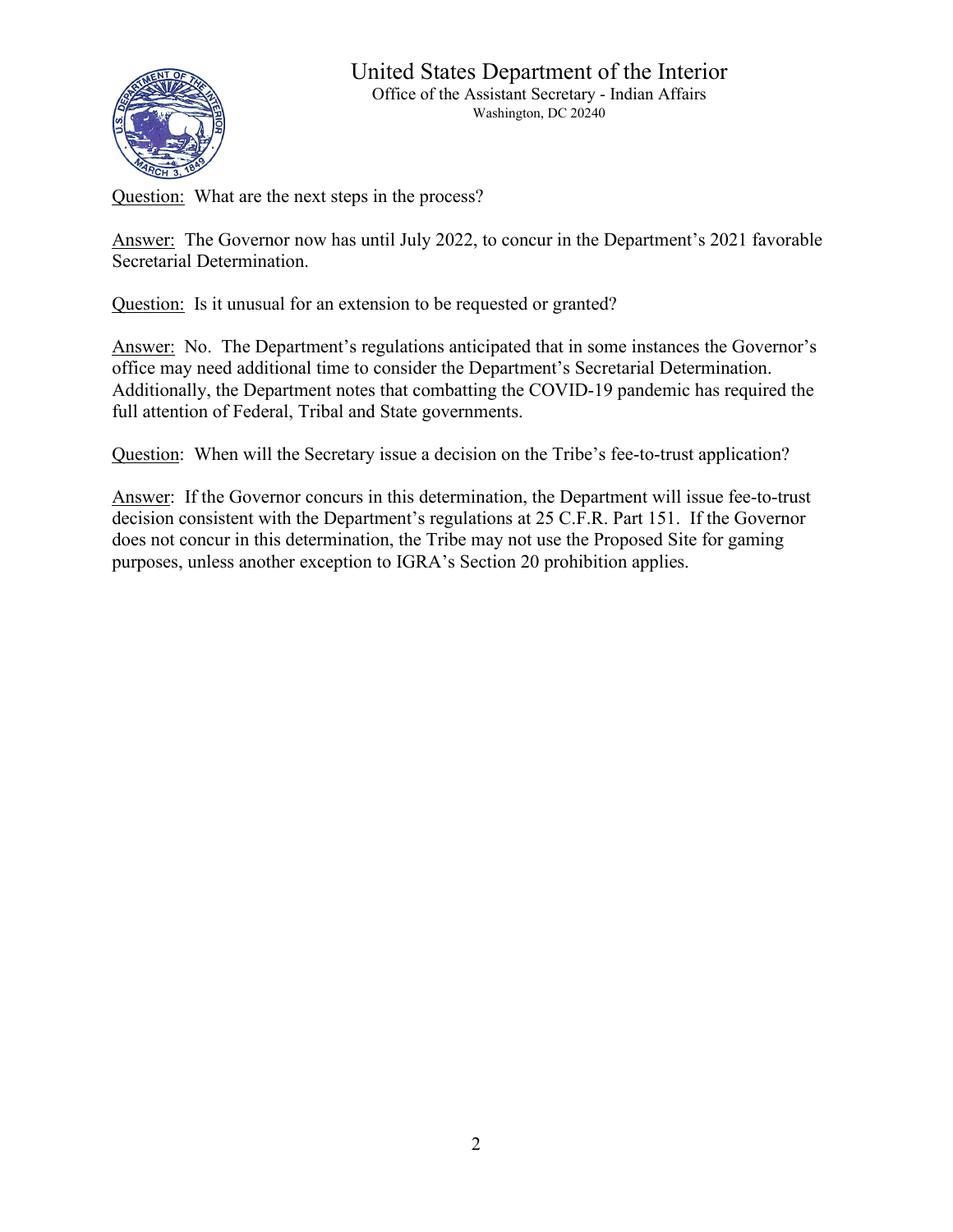United States Department of the Interior
Office of the Assistant Secretary - Indian Affairs
Washington, DC 20240

Question: What are the next steps in the process?

Answer: The Governor now has until July 2022, to concur in the Department's 2021 favorable Secretarial Determination.

Question: Is it unusual for an extension to be requested or granted?

Answer: No. The Department's regulations anticipated that in some instances the Governor's office may need additional time to consider the Department's Secretarial Determination. Additionally, the Department notes that combatting the COVID-19 pandemic has required the full attention of Federal, Tribal and State governments.

Question: When will the Secretary issue a decision on the Tribe's fee-to-trust application?

Answer: If the Governor concurs in this determination, the Department will issue fee-to-trust decision consistent with the Department's regulations at 25 C.F.R. Part 151. If the Governor does not concur in this determination, the Tribe may not use the Proposed Site for gaming purposes, unless another exception to IGRA's Section 20 prohibition applies.